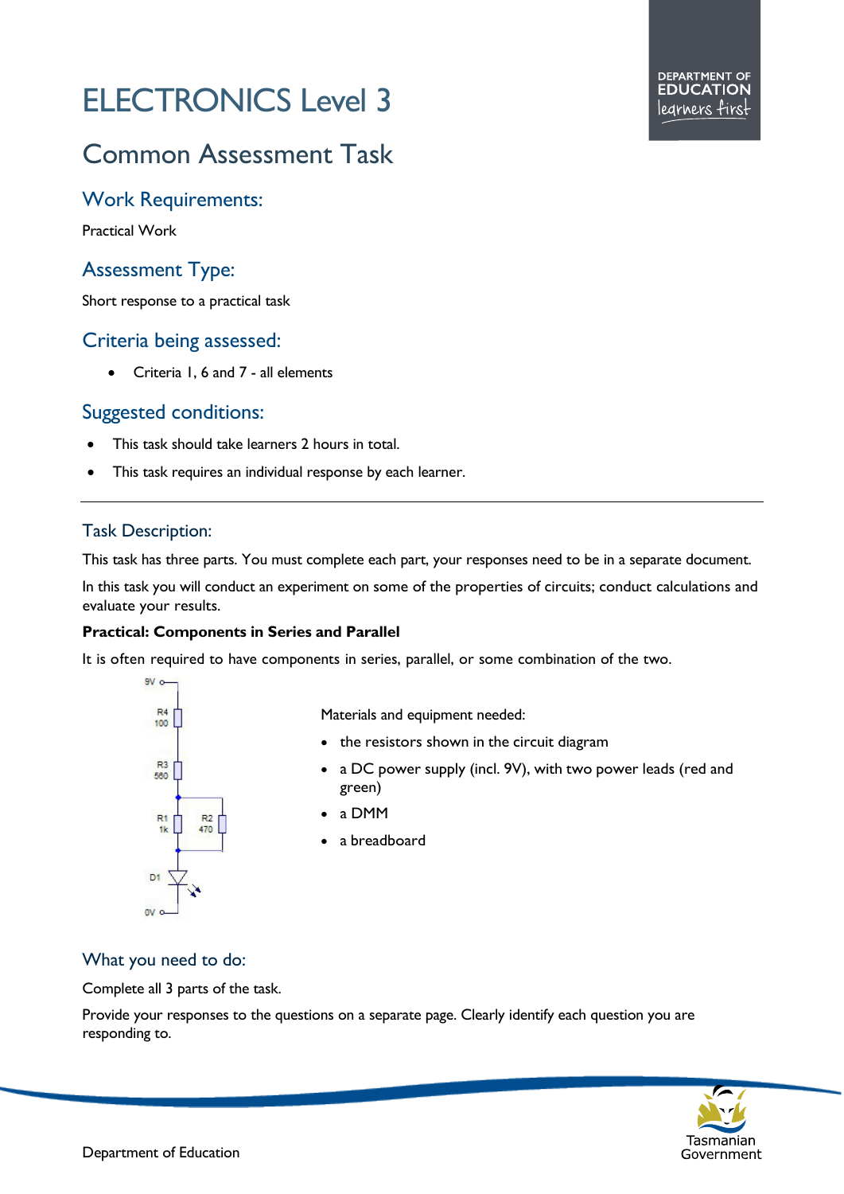# ELECTRONICS Level 3

## Common Assessment Task

### Work Requirements:

Practical Work

### Assessment Type:

Short response to a practical task

### Criteria being assessed:

- Criteria 1, 6 and 7 - all elements

### Suggested conditions:

- This task should take learners 2 hours in total.
- This task requires an individual response by each learner.

---

### Task Description:

This task has three parts. You must complete each part, your responses need to be in a separate document.

In this task you will conduct an experiment on some of the properties of circuits; conduct calculations and evaluate your results.

**Practical: Components in Series and Parallel**

It is often required to have components in series, parallel, or some combination of the two.

Materials and equipment needed:

- the resistors shown in the circuit diagram
- a DC power supply (incl. 9V), with two power leads (red and green)
- a DMM
- a breadboard

### What you need to do:

Complete all 3 parts of the task.

Provide your responses to the questions on a separate page. Clearly identify each question you are responding to.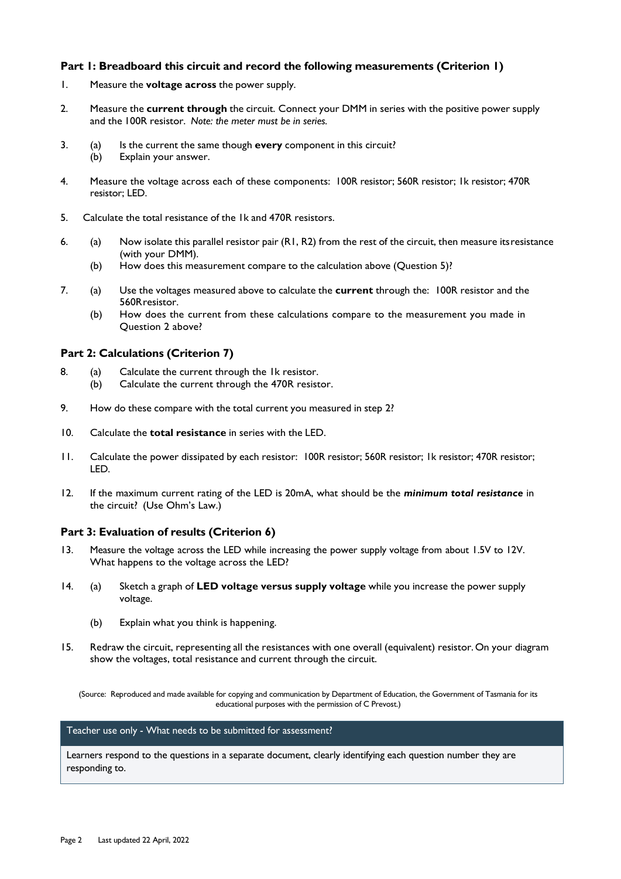### Part 1: Breadboard this circuit and record the following measurements (Criterion 1)

1. Measure the **voltage across** the power supply.

2. Measure the **current through** the circuit. Connect your DMM in series with the positive power supply and the 100R resistor. *Note: the meter must be in series.*

3. (a) Is the current the same though **every** component in this circuit?
   (b) Explain your answer.

4. Measure the voltage across each of these components: 100R resistor; 560R resistor; 1k resistor; 470R resistor; LED.

5. Calculate the total resistance of the 1k and 470R resistors.

6. (a) Now isolate this parallel resistor pair (R1, R2) from the rest of the circuit, then measure its resistance (with your DMM).
   (b) How does this measurement compare to the calculation above (Question 5)?

7. (a) Use the voltages measured above to calculate the **current** through the: 100R resistor and the 560R resistor.
   (b) How does the current from these calculations compare to the measurement you made in Question 2 above?

### Part 2: Calculations (Criterion 7)

8. (a) Calculate the current through the 1k resistor.
   (b) Calculate the current through the 470R resistor.

9. How do these compare with the total current you measured in step 2?

10. Calculate the **total resistance** in series with the LED.

11. Calculate the power dissipated by each resistor: 100R resistor; 560R resistor; 1k resistor; 470R resistor; LED.

12. If the maximum current rating of the LED is 20mA, what should be the ***minimum total resistance*** in the circuit? (Use Ohm's Law.)

### Part 3: Evaluation of results (Criterion 6)

13. Measure the voltage across the LED while increasing the power supply voltage from about 1.5V to 12V. What happens to the voltage across the LED?

14. (a) Sketch a graph of **LED voltage versus supply voltage** while you increase the power supply voltage.
    (b) Explain what you think is happening.

15. Redraw the circuit, representing all the resistances with one overall (equivalent) resistor. On your diagram show the voltages, total resistance and current through the circuit.

(Source: Reproduced and made available for copying and communication by Department of Education, the Government of Tasmania for its educational purposes with the permission of C Prevost.)

| Teacher use only - What needs to be submitted for assessment? |
| --- |
| Learners respond to the questions in a separate document, clearly identifying each question number they are responding to. |